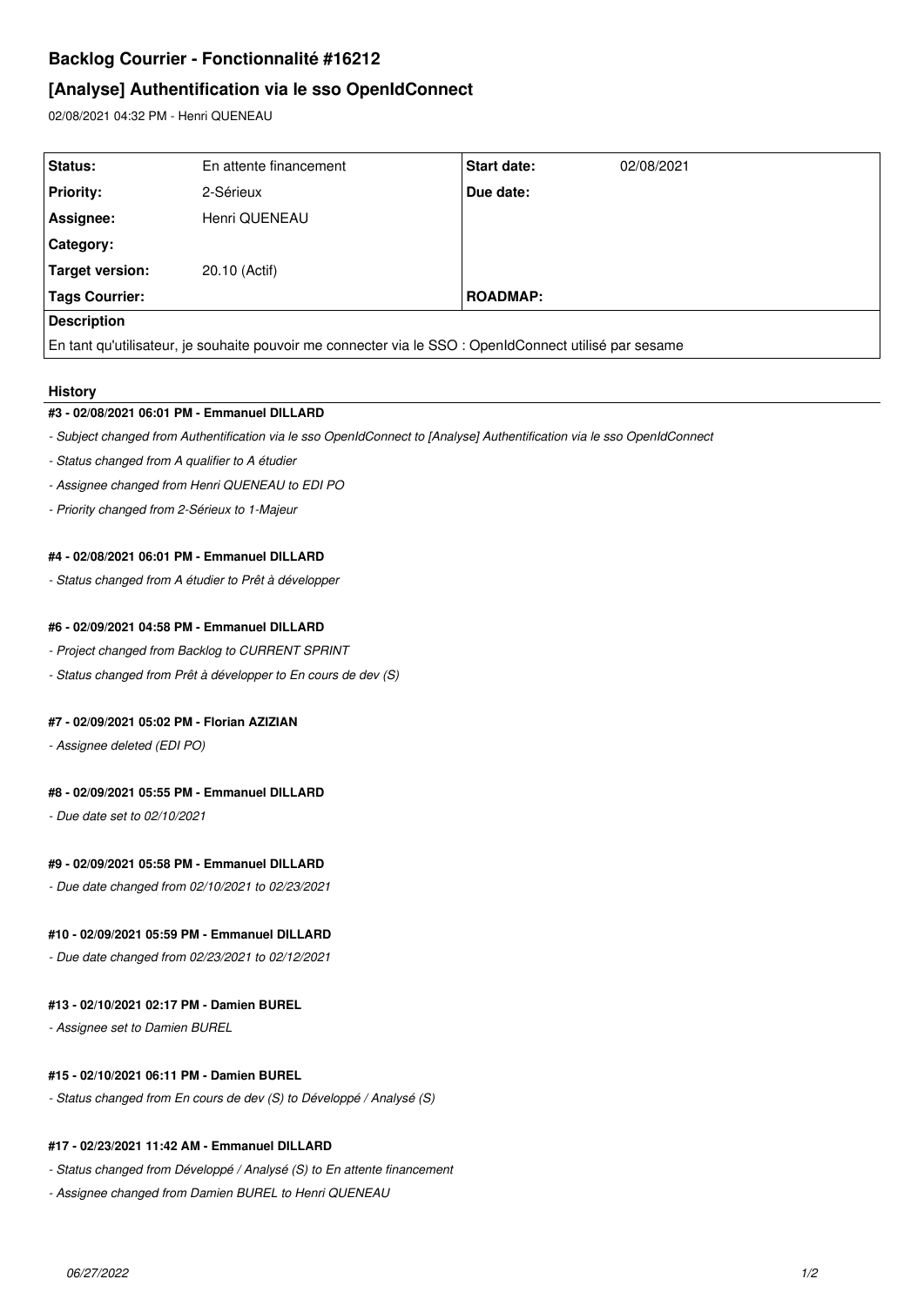# Backlog Courrier - Fonctionnalité #16212

## [Analyse] Authentification via le sso OpenIdConnect

02/08/2021 04:32 PM - Henri QUENEAU

| Status: | En attente financement | Start date: | 02/08/2021 |
|---|---|---|---|
| Priority: | 2-Sérieux | Due date: | |
| Assignee: | Henri QUENEAU | | |
| Category: | | | |
| Target version: | 20.10 (Actif) | | |
| Tags Courrier: | | ROADMAP: | |

**Description**

En tant qu'utilisateur, je souhaite pouvoir me connecter via le SSO : OpenIdConnect utilisé par sesame

### History

#### #3 - 02/08/2021 06:01 PM - Emmanuel DILLARD

- *Subject changed from Authentification via le sso OpenIdConnect to [Analyse] Authentification via le sso OpenIdConnect*
- *Status changed from A qualifier to A étudier*
- *Assignee changed from Henri QUENEAU to EDI PO*
- *Priority changed from 2-Sérieux to 1-Majeur*

#### #4 - 02/08/2021 06:01 PM - Emmanuel DILLARD

- *Status changed from A étudier to Prêt à développer*

#### #6 - 02/09/2021 04:58 PM - Emmanuel DILLARD

- *Project changed from Backlog to CURRENT SPRINT*
- *Status changed from Prêt à développer to En cours de dev (S)*

#### #7 - 02/09/2021 05:02 PM - Florian AZIZIAN

- *Assignee deleted (EDI PO)*

#### #8 - 02/09/2021 05:55 PM - Emmanuel DILLARD

- *Due date set to 02/10/2021*

#### #9 - 02/09/2021 05:58 PM - Emmanuel DILLARD

- *Due date changed from 02/10/2021 to 02/23/2021*

#### #10 - 02/09/2021 05:59 PM - Emmanuel DILLARD

- *Due date changed from 02/23/2021 to 02/12/2021*

#### #13 - 02/10/2021 02:17 PM - Damien BUREL

- *Assignee set to Damien BUREL*

#### #15 - 02/10/2021 06:11 PM - Damien BUREL

- *Status changed from En cours de dev (S) to Développé / Analysé (S)*

#### #17 - 02/23/2021 11:42 AM - Emmanuel DILLARD

- *Status changed from Développé / Analysé (S) to En attente financement*
- *Assignee changed from Damien BUREL to Henri QUENEAU*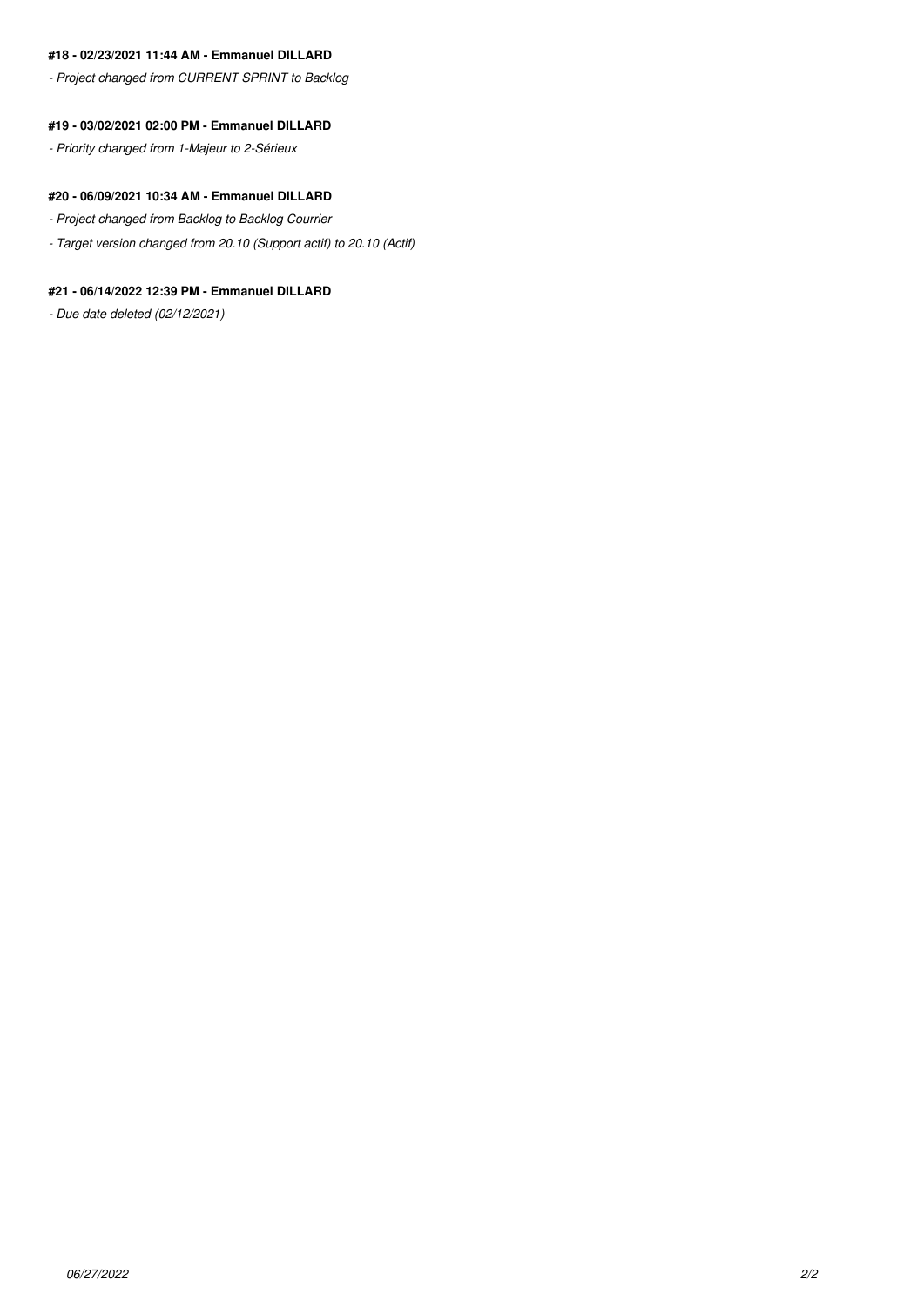#### #18 - 02/23/2021 11:44 AM - Emmanuel DILLARD

*- Project changed from CURRENT SPRINT to Backlog*

#### #19 - 03/02/2021 02:00 PM - Emmanuel DILLARD

*- Priority changed from 1-Majeur to 2-Sérieux*

#### #20 - 06/09/2021 10:34 AM - Emmanuel DILLARD

*- Project changed from Backlog to Backlog Courrier*

*- Target version changed from 20.10 (Support actif) to 20.10 (Actif)*

#### #21 - 06/14/2022 12:39 PM - Emmanuel DILLARD

*- Due date deleted (02/12/2021)*